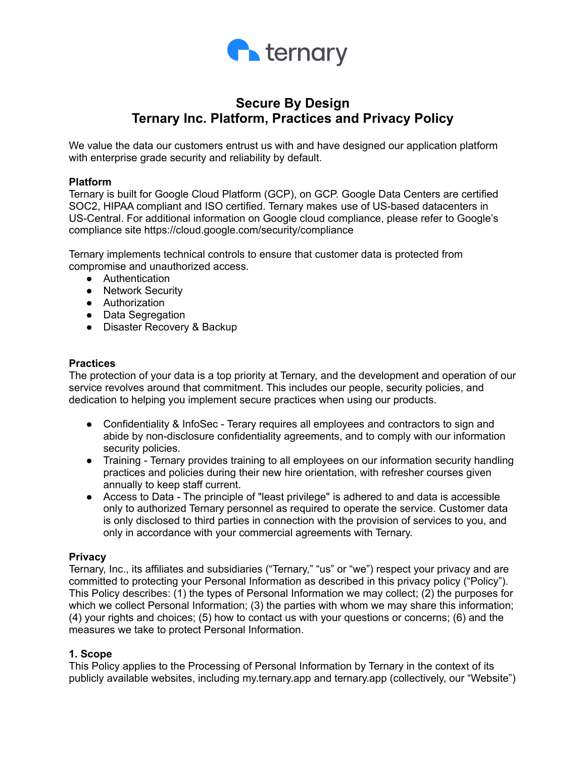ternary

# Secure By Design
# Ternary Inc. Platform, Practices and Privacy Policy

We value the data our customers entrust us with and have designed our application platform with enterprise grade security and reliability by default.

**Platform**

Ternary is built for Google Cloud Platform (GCP), on GCP. Google Data Centers are certified SOC2, HIPAA compliant and ISO certified. Ternary makes use of US-based datacenters in US-Central. For additional information on Google cloud compliance, please refer to Google's compliance site https://cloud.google.com/security/compliance

Ternary implements technical controls to ensure that customer data is protected from compromise and unauthorized access.

- Authentication
- Network Security
- Authorization
- Data Segregation
- Disaster Recovery & Backup

**Practices**

The protection of your data is a top priority at Ternary, and the development and operation of our service revolves around that commitment. This includes our people, security policies, and dedication to helping you implement secure practices when using our products.

- Confidentiality & InfoSec - Terary requires all employees and contractors to sign and abide by non-disclosure confidentiality agreements, and to comply with our information security policies.
- Training - Ternary provides training to all employees on our information security handling practices and policies during their new hire orientation, with refresher courses given annually to keep staff current.
- Access to Data - The principle of "least privilege" is adhered to and data is accessible only to authorized Ternary personnel as required to operate the service. Customer data is only disclosed to third parties in connection with the provision of services to you, and only in accordance with your commercial agreements with Ternary.

**Privacy**

Ternary, Inc., its affiliates and subsidiaries ("Ternary," "us" or "we") respect your privacy and are committed to protecting your Personal Information as described in this privacy policy ("Policy"). This Policy describes: (1) the types of Personal Information we may collect; (2) the purposes for which we collect Personal Information; (3) the parties with whom we may share this information; (4) your rights and choices; (5) how to contact us with your questions or concerns; (6) and the measures we take to protect Personal Information.

**1. Scope**

This Policy applies to the Processing of Personal Information by Ternary in the context of its publicly available websites, including my.ternary.app and ternary.app (collectively, our "Website")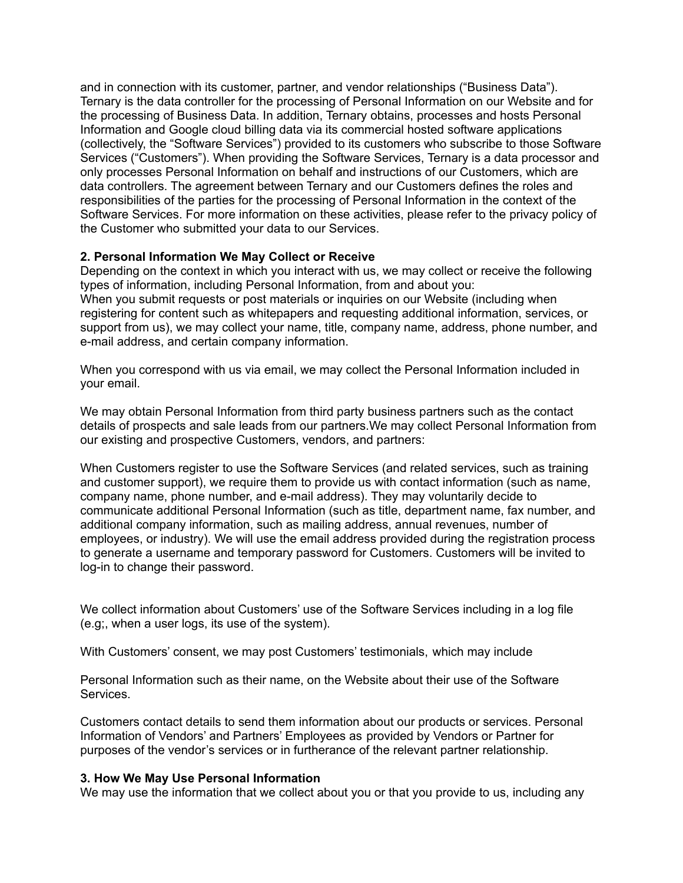and in connection with its customer, partner, and vendor relationships ("Business Data"). Ternary is the data controller for the processing of Personal Information on our Website and for the processing of Business Data. In addition, Ternary obtains, processes and hosts Personal Information and Google cloud billing data via its commercial hosted software applications (collectively, the "Software Services") provided to its customers who subscribe to those Software Services ("Customers"). When providing the Software Services, Ternary is a data processor and only processes Personal Information on behalf and instructions of our Customers, which are data controllers. The agreement between Ternary and our Customers defines the roles and responsibilities of the parties for the processing of Personal Information in the context of the Software Services. For more information on these activities, please refer to the privacy policy of the Customer who submitted your data to our Services.

**2. Personal Information We May Collect or Receive**

Depending on the context in which you interact with us, we may collect or receive the following types of information, including Personal Information, from and about you:
When you submit requests or post materials or inquiries on our Website (including when registering for content such as whitepapers and requesting additional information, services, or support from us), we may collect your name, title, company name, address, phone number, and e-mail address, and certain company information.

When you correspond with us via email, we may collect the Personal Information included in your email.

We may obtain Personal Information from third party business partners such as the contact details of prospects and sale leads from our partners.We may collect Personal Information from our existing and prospective Customers, vendors, and partners:

When Customers register to use the Software Services (and related services, such as training and customer support), we require them to provide us with contact information (such as name, company name, phone number, and e-mail address). They may voluntarily decide to communicate additional Personal Information (such as title, department name, fax number, and additional company information, such as mailing address, annual revenues, number of employees, or industry). We will use the email address provided during the registration process to generate a username and temporary password for Customers. Customers will be invited to log-in to change their password.

We collect information about Customers' use of the Software Services including in a log file (e.g;, when a user logs, its use of the system).

With Customers' consent, we may post Customers' testimonials, which may include

Personal Information such as their name, on the Website about their use of the Software Services.

Customers contact details to send them information about our products or services. Personal Information of Vendors' and Partners' Employees as provided by Vendors or Partner for purposes of the vendor's services or in furtherance of the relevant partner relationship.

**3. How We May Use Personal Information**

We may use the information that we collect about you or that you provide to us, including any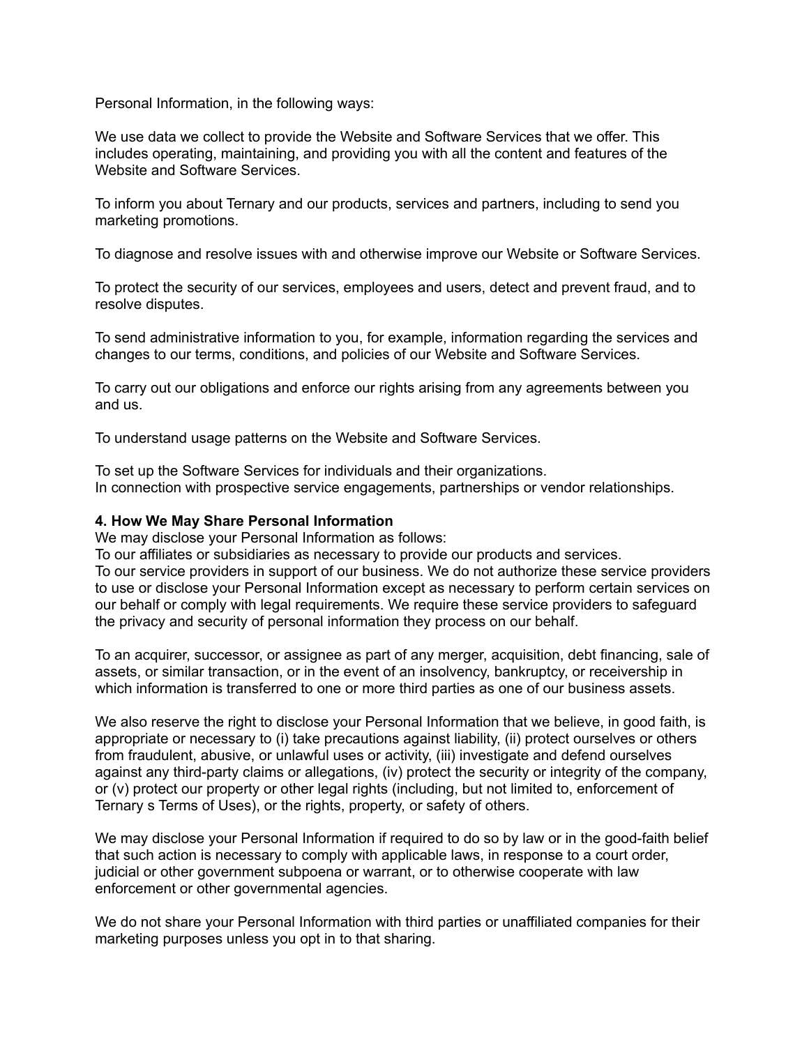Personal Information, in the following ways:

We use data we collect to provide the Website and Software Services that we offer. This includes operating, maintaining, and providing you with all the content and features of the Website and Software Services.

To inform you about Ternary and our products, services and partners, including to send you marketing promotions.

To diagnose and resolve issues with and otherwise improve our Website or Software Services.

To protect the security of our services, employees and users, detect and prevent fraud, and to resolve disputes.

To send administrative information to you, for example, information regarding the services and changes to our terms, conditions, and policies of our Website and Software Services.

To carry out our obligations and enforce our rights arising from any agreements between you and us.

To understand usage patterns on the Website and Software Services.

To set up the Software Services for individuals and their organizations.
In connection with prospective service engagements, partnerships or vendor relationships.

**4. How We May Share Personal Information**
We may disclose your Personal Information as follows:
To our affiliates or subsidiaries as necessary to provide our products and services.
To our service providers in support of our business. We do not authorize these service providers to use or disclose your Personal Information except as necessary to perform certain services on our behalf or comply with legal requirements. We require these service providers to safeguard the privacy and security of personal information they process on our behalf.

To an acquirer, successor, or assignee as part of any merger, acquisition, debt financing, sale of assets, or similar transaction, or in the event of an insolvency, bankruptcy, or receivership in which information is transferred to one or more third parties as one of our business assets.

We also reserve the right to disclose your Personal Information that we believe, in good faith, is appropriate or necessary to (i) take precautions against liability, (ii) protect ourselves or others from fraudulent, abusive, or unlawful uses or activity, (iii) investigate and defend ourselves against any third-party claims or allegations, (iv) protect the security or integrity of the company, or (v) protect our property or other legal rights (including, but not limited to, enforcement of Ternary s Terms of Uses), or the rights, property, or safety of others.

We may disclose your Personal Information if required to do so by law or in the good-faith belief that such action is necessary to comply with applicable laws, in response to a court order, judicial or other government subpoena or warrant, or to otherwise cooperate with law enforcement or other governmental agencies.

We do not share your Personal Information with third parties or unaffiliated companies for their marketing purposes unless you opt in to that sharing.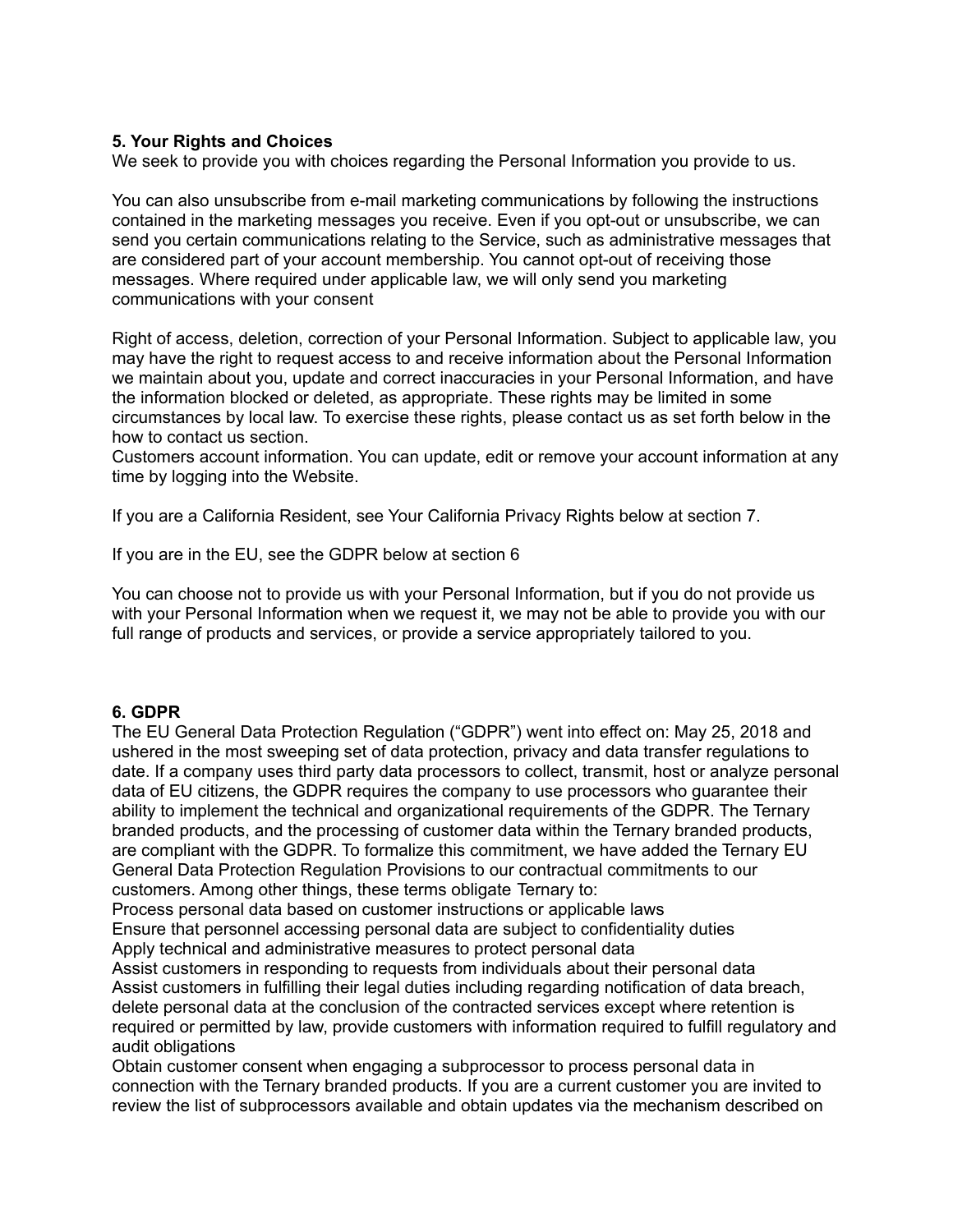**5. Your Rights and Choices**
We seek to provide you with choices regarding the Personal Information you provide to us.

You can also unsubscribe from e-mail marketing communications by following the instructions contained in the marketing messages you receive. Even if you opt-out or unsubscribe, we can send you certain communications relating to the Service, such as administrative messages that are considered part of your account membership. You cannot opt-out of receiving those messages. Where required under applicable law, we will only send you marketing communications with your consent

Right of access, deletion, correction of your Personal Information. Subject to applicable law, you may have the right to request access to and receive information about the Personal Information we maintain about you, update and correct inaccuracies in your Personal Information, and have the information blocked or deleted, as appropriate. These rights may be limited in some circumstances by local law. To exercise these rights, please contact us as set forth below in the how to contact us section.
Customers account information. You can update, edit or remove your account information at any time by logging into the Website.

If you are a California Resident, see Your California Privacy Rights below at section 7.

If you are in the EU, see the GDPR below at section 6

You can choose not to provide us with your Personal Information, but if you do not provide us with your Personal Information when we request it, we may not be able to provide you with our full range of products and services, or provide a service appropriately tailored to you.

**6. GDPR**
The EU General Data Protection Regulation ("GDPR") went into effect on: May 25, 2018 and ushered in the most sweeping set of data protection, privacy and data transfer regulations to date. If a company uses third party data processors to collect, transmit, host or analyze personal data of EU citizens, the GDPR requires the company to use processors who guarantee their ability to implement the technical and organizational requirements of the GDPR. The Ternary branded products, and the processing of customer data within the Ternary branded products, are compliant with the GDPR. To formalize this commitment, we have added the Ternary EU General Data Protection Regulation Provisions to our contractual commitments to our customers. Among other things, these terms obligate Ternary to:
Process personal data based on customer instructions or applicable laws
Ensure that personnel accessing personal data are subject to confidentiality duties
Apply technical and administrative measures to protect personal data
Assist customers in responding to requests from individuals about their personal data
Assist customers in fulfilling their legal duties including regarding notification of data breach, delete personal data at the conclusion of the contracted services except where retention is required or permitted by law, provide customers with information required to fulfill regulatory and audit obligations
Obtain customer consent when engaging a subprocessor to process personal data in connection with the Ternary branded products. If you are a current customer you are invited to review the list of subprocessors available and obtain updates via the mechanism described on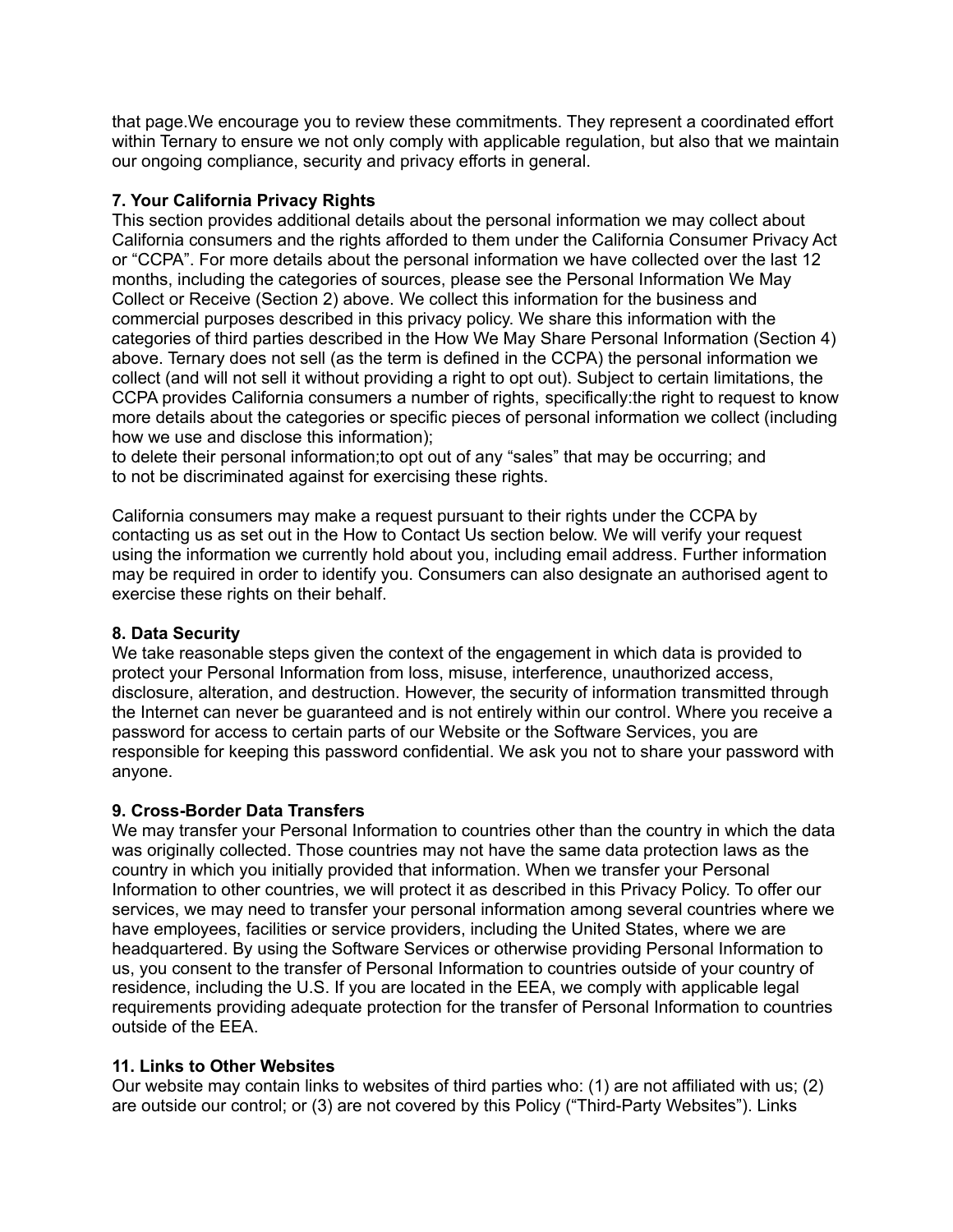that page.We encourage you to review these commitments. They represent a coordinated effort within Ternary to ensure we not only comply with applicable regulation, but also that we maintain our ongoing compliance, security and privacy efforts in general.

**7. Your California Privacy Rights**

This section provides additional details about the personal information we may collect about California consumers and the rights afforded to them under the California Consumer Privacy Act or "CCPA". For more details about the personal information we have collected over the last 12 months, including the categories of sources, please see the Personal Information We May Collect or Receive (Section 2) above. We collect this information for the business and commercial purposes described in this privacy policy. We share this information with the categories of third parties described in the How We May Share Personal Information (Section 4) above. Ternary does not sell (as the term is defined in the CCPA) the personal information we collect (and will not sell it without providing a right to opt out). Subject to certain limitations, the CCPA provides California consumers a number of rights, specifically:the right to request to know more details about the categories or specific pieces of personal information we collect (including how we use and disclose this information);
to delete their personal information;to opt out of any "sales" that may be occurring; and
to not be discriminated against for exercising these rights.

California consumers may make a request pursuant to their rights under the CCPA by contacting us as set out in the How to Contact Us section below. We will verify your request using the information we currently hold about you, including email address. Further information may be required in order to identify you. Consumers can also designate an authorised agent to exercise these rights on their behalf.

**8. Data Security**

We take reasonable steps given the context of the engagement in which data is provided to protect your Personal Information from loss, misuse, interference, unauthorized access, disclosure, alteration, and destruction. However, the security of information transmitted through the Internet can never be guaranteed and is not entirely within our control. Where you receive a password for access to certain parts of our Website or the Software Services, you are responsible for keeping this password confidential. We ask you not to share your password with anyone.

**9. Cross-Border Data Transfers**

We may transfer your Personal Information to countries other than the country in which the data was originally collected. Those countries may not have the same data protection laws as the country in which you initially provided that information. When we transfer your Personal Information to other countries, we will protect it as described in this Privacy Policy. To offer our services, we may need to transfer your personal information among several countries where we have employees, facilities or service providers, including the United States, where we are headquartered. By using the Software Services or otherwise providing Personal Information to us, you consent to the transfer of Personal Information to countries outside of your country of residence, including the U.S. If you are located in the EEA, we comply with applicable legal requirements providing adequate protection for the transfer of Personal Information to countries outside of the EEA.

**11. Links to Other Websites**

Our website may contain links to websites of third parties who: (1) are not affiliated with us; (2) are outside our control; or (3) are not covered by this Policy ("Third-Party Websites"). Links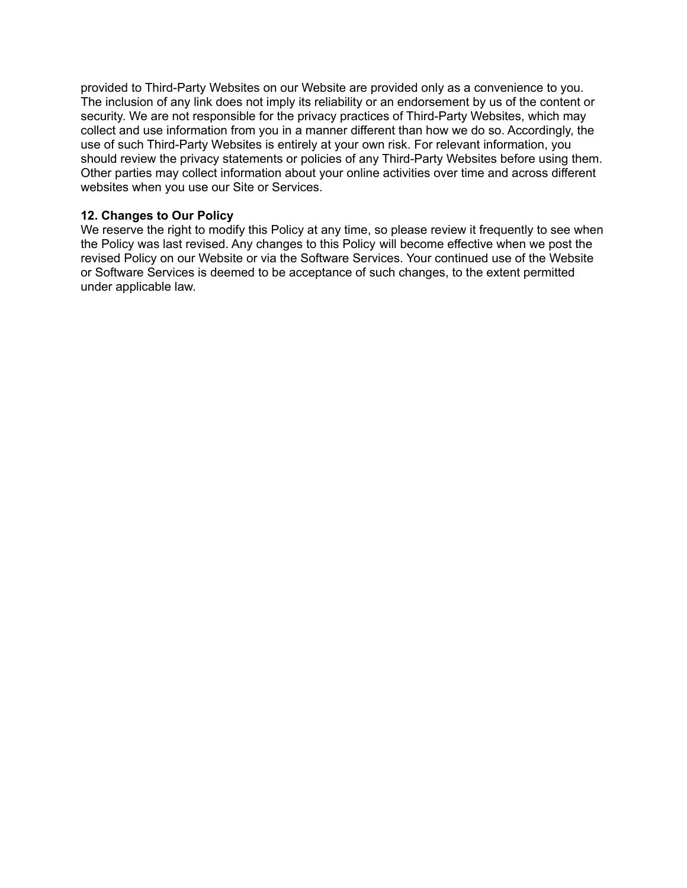provided to Third-Party Websites on our Website are provided only as a convenience to you. The inclusion of any link does not imply its reliability or an endorsement by us of the content or security. We are not responsible for the privacy practices of Third-Party Websites, which may collect and use information from you in a manner different than how we do so. Accordingly, the use of such Third-Party Websites is entirely at your own risk. For relevant information, you should review the privacy statements or policies of any Third-Party Websites before using them. Other parties may collect information about your online activities over time and across different websites when you use our Site or Services.

**12. Changes to Our Policy**

We reserve the right to modify this Policy at any time, so please review it frequently to see when the Policy was last revised. Any changes to this Policy will become effective when we post the revised Policy on our Website or via the Software Services. Your continued use of the Website or Software Services is deemed to be acceptance of such changes, to the extent permitted under applicable law.